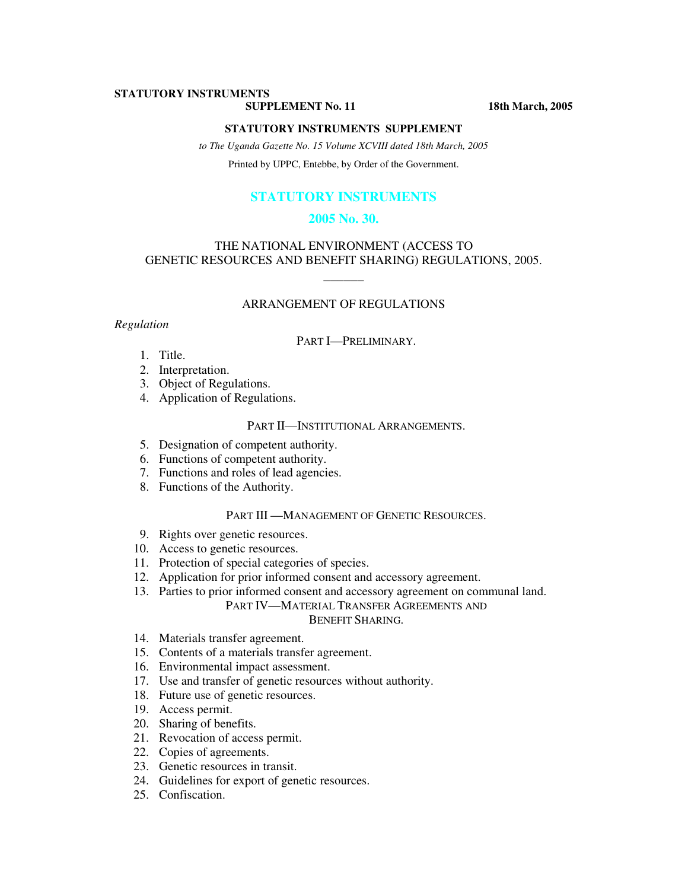**STATUTORY INSTRUMENTS**
**SUPPLEMENT No. 11** **18th March, 2005**

**STATUTORY INSTRUMENTS SUPPLEMENT**

*to The Uganda Gazette No. 15 Volume XCVIII dated 18th March, 2005*

Printed by UPPC, Entebbe, by Order of the Government.

# STATUTORY INSTRUMENTS

## 2005 No. 30.

## THE NATIONAL ENVIRONMENT (ACCESS TO GENETIC RESOURCES AND BENEFIT SHARING) REGULATIONS, 2005.

---

### ARRANGEMENT OF REGULATIONS

*Regulation*

PART I—PRELIMINARY.

1. Title.
2. Interpretation.
3. Object of Regulations.
4. Application of Regulations.

PART II—INSTITUTIONAL ARRANGEMENTS.

5. Designation of competent authority.
6. Functions of competent authority.
7. Functions and roles of lead agencies.
8. Functions of the Authority.

PART III —MANAGEMENT OF GENETIC RESOURCES.

9. Rights over genetic resources.
10. Access to genetic resources.
11. Protection of special categories of species.
12. Application for prior informed consent and accessory agreement.
13. Parties to prior informed consent and accessory agreement on communal land.

PART IV—MATERIAL TRANSFER AGREEMENTS AND BENEFIT SHARING.

14. Materials transfer agreement.
15. Contents of a materials transfer agreement.
16. Environmental impact assessment.
17. Use and transfer of genetic resources without authority.
18. Future use of genetic resources.
19. Access permit.
20. Sharing of benefits.
21. Revocation of access permit.
22. Copies of agreements.
23. Genetic resources in transit.
24. Guidelines for export of genetic resources.
25. Confiscation.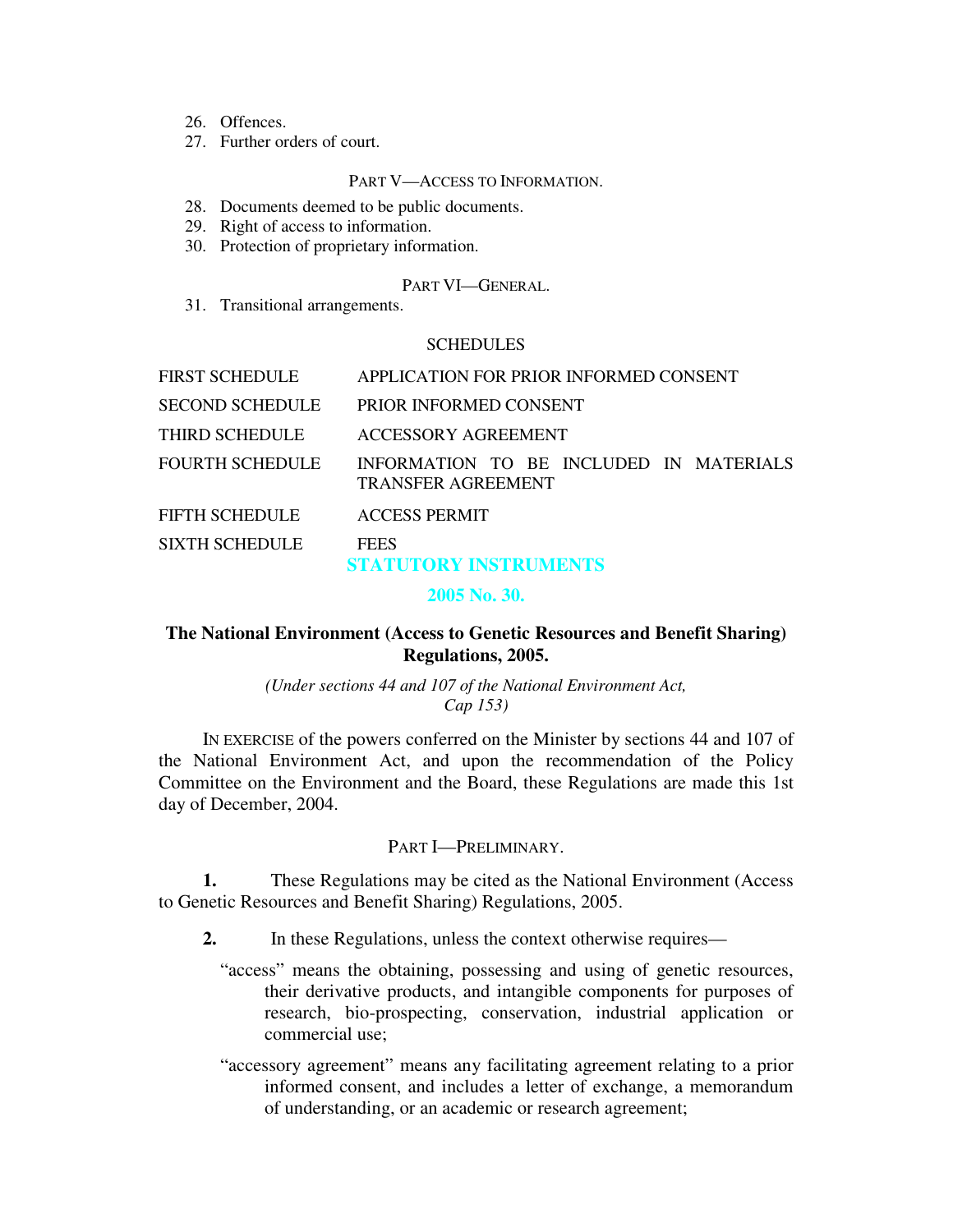26. Offences.
27. Further orders of court.

PART V—ACCESS TO INFORMATION.

28. Documents deemed to be public documents.
29. Right of access to information.
30. Protection of proprietary information.

PART VI—GENERAL.

31. Transitional arrangements.

SCHEDULES

| | |
|---|---|
| FIRST SCHEDULE | APPLICATION FOR PRIOR INFORMED CONSENT |
| SECOND SCHEDULE | PRIOR INFORMED CONSENT |
| THIRD SCHEDULE | ACCESSORY AGREEMENT |
| FOURTH SCHEDULE | INFORMATION TO BE INCLUDED IN MATERIALS TRANSFER AGREEMENT |
| FIFTH SCHEDULE | ACCESS PERMIT |
| SIXTH SCHEDULE | FEES |

**STATUTORY INSTRUMENTS**

**2005 No. 30.**

**The National Environment (Access to Genetic Resources and Benefit Sharing) Regulations, 2005.**

*(Under sections 44 and 107 of the National Environment Act, Cap 153)*

IN EXERCISE of the powers conferred on the Minister by sections 44 and 107 of the National Environment Act, and upon the recommendation of the Policy Committee on the Environment and the Board, these Regulations are made this 1st day of December, 2004.

PART I—PRELIMINARY.

**1.** These Regulations may be cited as the National Environment (Access to Genetic Resources and Benefit Sharing) Regulations, 2005.

**2.** In these Regulations, unless the context otherwise requires—

"access" means the obtaining, possessing and using of genetic resources, their derivative products, and intangible components for purposes of research, bio-prospecting, conservation, industrial application or commercial use;

"accessory agreement" means any facilitating agreement relating to a prior informed consent, and includes a letter of exchange, a memorandum of understanding, or an academic or research agreement;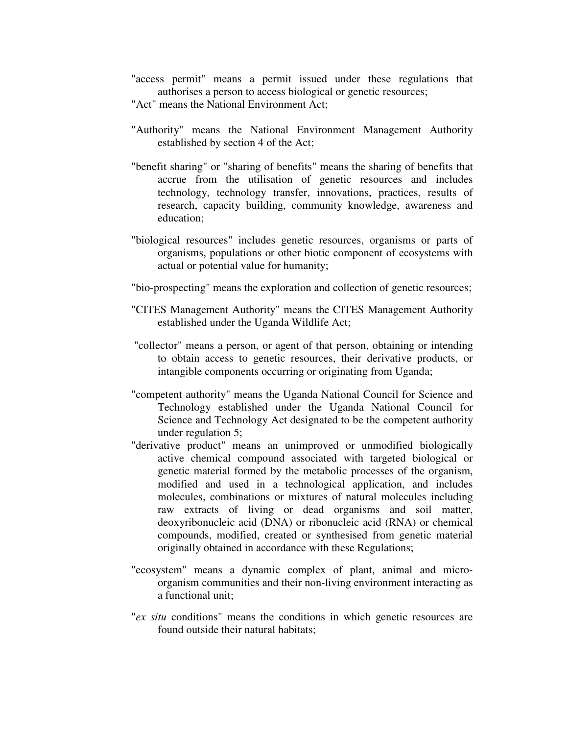"access permit" means a permit issued under these regulations that authorises a person to access biological or genetic resources;

"Act" means the National Environment Act;

"Authority" means the National Environment Management Authority established by section 4 of the Act;

"benefit sharing" or "sharing of benefits" means the sharing of benefits that accrue from the utilisation of genetic resources and includes technology, technology transfer, innovations, practices, results of research, capacity building, community knowledge, awareness and education;

"biological resources" includes genetic resources, organisms or parts of organisms, populations or other biotic component of ecosystems with actual or potential value for humanity;

"bio-prospecting" means the exploration and collection of genetic resources;

"CITES Management Authority" means the CITES Management Authority established under the Uganda Wildlife Act;

"collector" means a person, or agent of that person, obtaining or intending to obtain access to genetic resources, their derivative products, or intangible components occurring or originating from Uganda;

"competent authority" means the Uganda National Council for Science and Technology established under the Uganda National Council for Science and Technology Act designated to be the competent authority under regulation 5;

"derivative product" means an unimproved or unmodified biologically active chemical compound associated with targeted biological or genetic material formed by the metabolic processes of the organism, modified and used in a technological application, and includes molecules, combinations or mixtures of natural molecules including raw extracts of living or dead organisms and soil matter, deoxyribonucleic acid (DNA) or ribonucleic acid (RNA) or chemical compounds, modified, created or synthesised from genetic material originally obtained in accordance with these Regulations;

"ecosystem" means a dynamic complex of plant, animal and micro-organism communities and their non-living environment interacting as a functional unit;

"*ex situ* conditions" means the conditions in which genetic resources are found outside their natural habitats;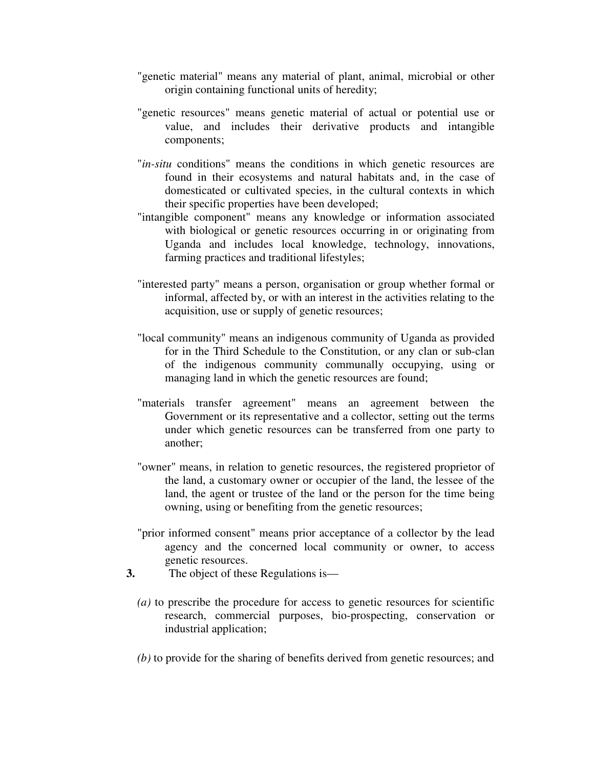"genetic material" means any material of plant, animal, microbial or other origin containing functional units of heredity;

"genetic resources" means genetic material of actual or potential use or value, and includes their derivative products and intangible components;

"*in-situ* conditions" means the conditions in which genetic resources are found in their ecosystems and natural habitats and, in the case of domesticated or cultivated species, in the cultural contexts in which their specific properties have been developed;

"intangible component" means any knowledge or information associated with biological or genetic resources occurring in or originating from Uganda and includes local knowledge, technology, innovations, farming practices and traditional lifestyles;

"interested party" means a person, organisation or group whether formal or informal, affected by, or with an interest in the activities relating to the acquisition, use or supply of genetic resources;

"local community" means an indigenous community of Uganda as provided for in the Third Schedule to the Constitution, or any clan or sub-clan of the indigenous community communally occupying, using or managing land in which the genetic resources are found;

"materials transfer agreement" means an agreement between the Government or its representative and a collector, setting out the terms under which genetic resources can be transferred from one party to another;

"owner" means, in relation to genetic resources, the registered proprietor of the land, a customary owner or occupier of the land, the lessee of the land, the agent or trustee of the land or the person for the time being owning, using or benefiting from the genetic resources;

"prior informed consent" means prior acceptance of a collector by the lead agency and the concerned local community or owner, to access genetic resources.

**3.** The object of these Regulations is—

*(a)* to prescribe the procedure for access to genetic resources for scientific research, commercial purposes, bio-prospecting, conservation or industrial application;

*(b)* to provide for the sharing of benefits derived from genetic resources; and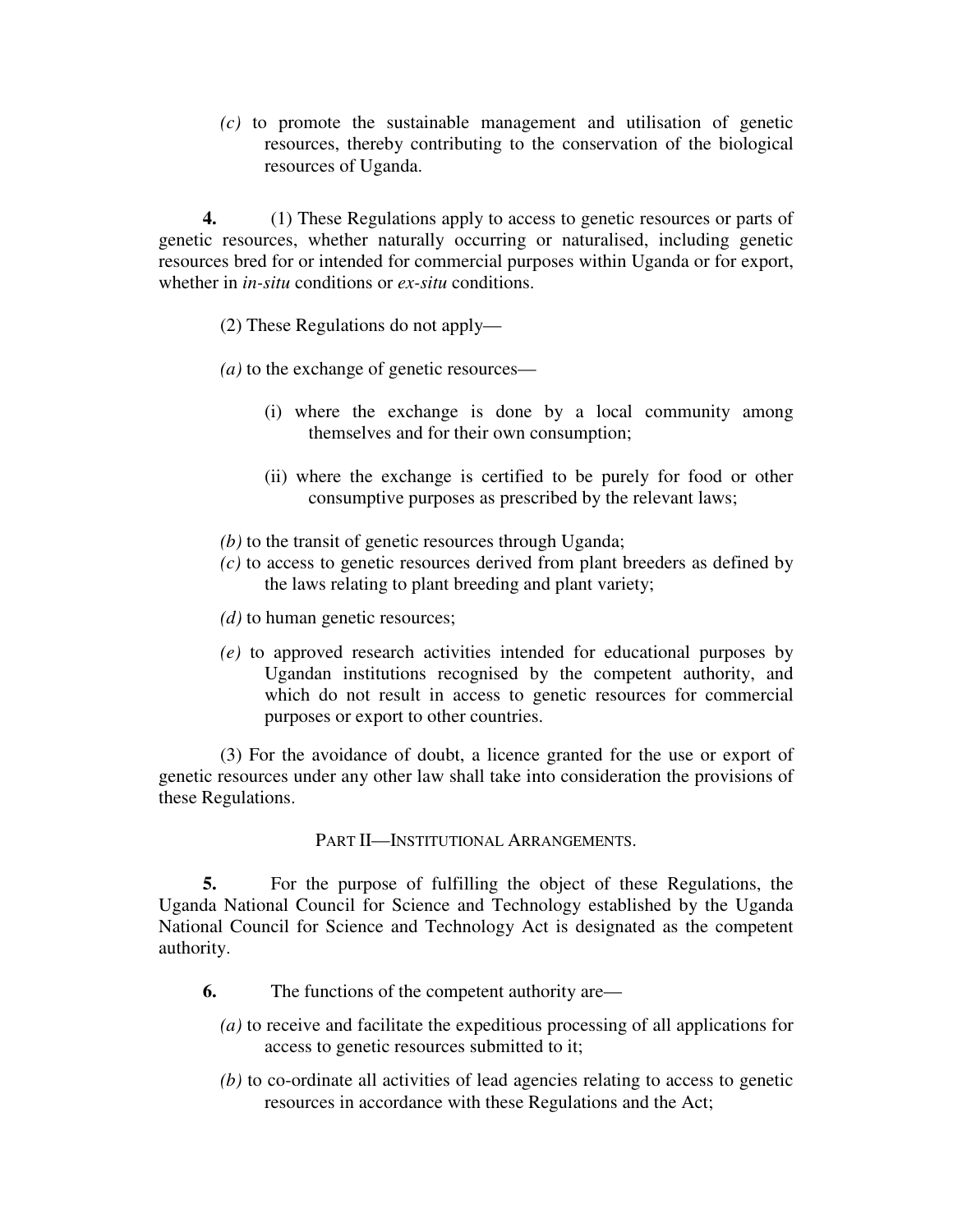*(c)* to promote the sustainable management and utilisation of genetic resources, thereby contributing to the conservation of the biological resources of Uganda.

**4.** (1) These Regulations apply to access to genetic resources or parts of genetic resources, whether naturally occurring or naturalised, including genetic resources bred for or intended for commercial purposes within Uganda or for export, whether in *in-situ* conditions or *ex-situ* conditions.

(2) These Regulations do not apply—

*(a)* to the exchange of genetic resources—

(i) where the exchange is done by a local community among themselves and for their own consumption;

(ii) where the exchange is certified to be purely for food or other consumptive purposes as prescribed by the relevant laws;

*(b)* to the transit of genetic resources through Uganda;

*(c)* to access to genetic resources derived from plant breeders as defined by the laws relating to plant breeding and plant variety;

*(d)* to human genetic resources;

*(e)* to approved research activities intended for educational purposes by Ugandan institutions recognised by the competent authority, and which do not result in access to genetic resources for commercial purposes or export to other countries.

(3) For the avoidance of doubt, a licence granted for the use or export of genetic resources under any other law shall take into consideration the provisions of these Regulations.

## PART II—INSTITUTIONAL ARRANGEMENTS.

**5.** For the purpose of fulfilling the object of these Regulations, the Uganda National Council for Science and Technology established by the Uganda National Council for Science and Technology Act is designated as the competent authority.

**6.** The functions of the competent authority are—

*(a)* to receive and facilitate the expeditious processing of all applications for access to genetic resources submitted to it;

*(b)* to co-ordinate all activities of lead agencies relating to access to genetic resources in accordance with these Regulations and the Act;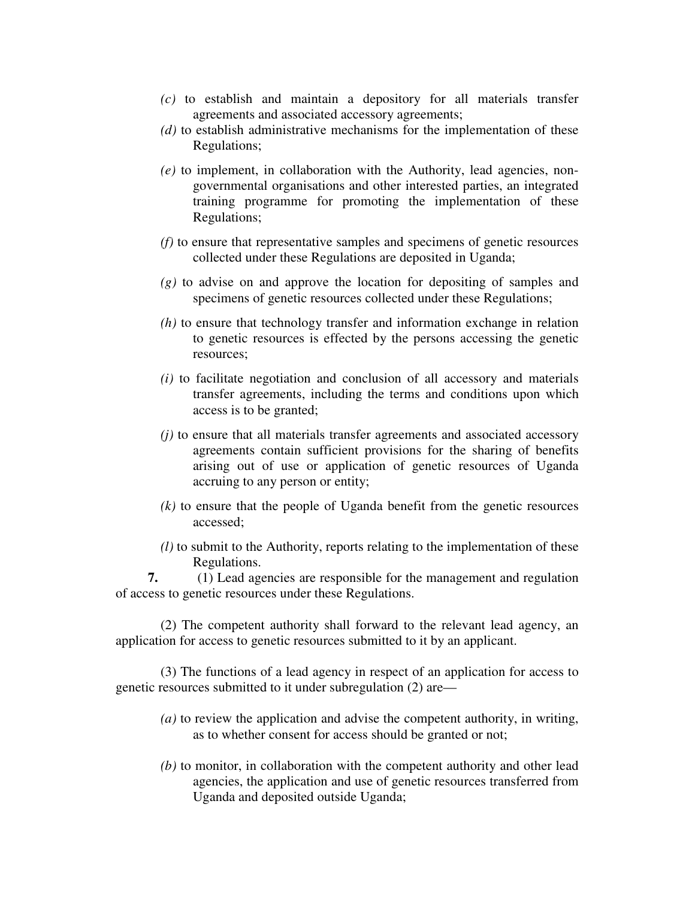*(c)* to establish and maintain a depository for all materials transfer agreements and associated accessory agreements;

*(d)* to establish administrative mechanisms for the implementation of these Regulations;

*(e)* to implement, in collaboration with the Authority, lead agencies, non-governmental organisations and other interested parties, an integrated training programme for promoting the implementation of these Regulations;

*(f)* to ensure that representative samples and specimens of genetic resources collected under these Regulations are deposited in Uganda;

*(g)* to advise on and approve the location for depositing of samples and specimens of genetic resources collected under these Regulations;

*(h)* to ensure that technology transfer and information exchange in relation to genetic resources is effected by the persons accessing the genetic resources;

*(i)* to facilitate negotiation and conclusion of all accessory and materials transfer agreements, including the terms and conditions upon which access is to be granted;

*(j)* to ensure that all materials transfer agreements and associated accessory agreements contain sufficient provisions for the sharing of benefits arising out of use or application of genetic resources of Uganda accruing to any person or entity;

*(k)* to ensure that the people of Uganda benefit from the genetic resources accessed;

*(l)* to submit to the Authority, reports relating to the implementation of these Regulations.

**7.** (1) Lead agencies are responsible for the management and regulation of access to genetic resources under these Regulations.

(2) The competent authority shall forward to the relevant lead agency, an application for access to genetic resources submitted to it by an applicant.

(3) The functions of a lead agency in respect of an application for access to genetic resources submitted to it under subregulation (2) are—

*(a)* to review the application and advise the competent authority, in writing, as to whether consent for access should be granted or not;

*(b)* to monitor, in collaboration with the competent authority and other lead agencies, the application and use of genetic resources transferred from Uganda and deposited outside Uganda;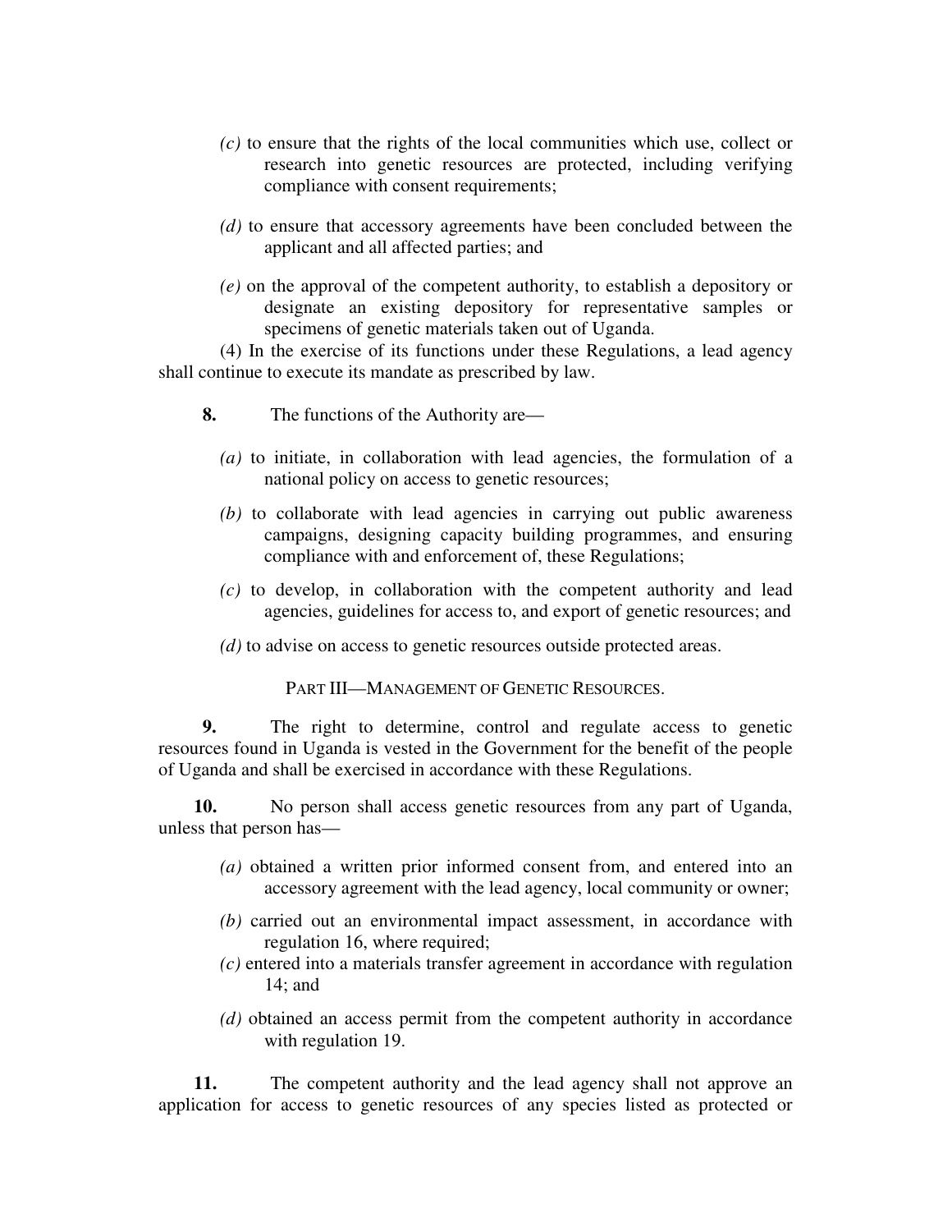*(c)* to ensure that the rights of the local communities which use, collect or research into genetic resources are protected, including verifying compliance with consent requirements;

*(d)* to ensure that accessory agreements have been concluded between the applicant and all affected parties; and

*(e)* on the approval of the competent authority, to establish a depository or designate an existing depository for representative samples or specimens of genetic materials taken out of Uganda.

(4) In the exercise of its functions under these Regulations, a lead agency shall continue to execute its mandate as prescribed by law.

**8.** The functions of the Authority are—

*(a)* to initiate, in collaboration with lead agencies, the formulation of a national policy on access to genetic resources;

*(b)* to collaborate with lead agencies in carrying out public awareness campaigns, designing capacity building programmes, and ensuring compliance with and enforcement of, these Regulations;

*(c)* to develop, in collaboration with the competent authority and lead agencies, guidelines for access to, and export of genetic resources; and

*(d)* to advise on access to genetic resources outside protected areas.

## PART III—MANAGEMENT OF GENETIC RESOURCES.

**9.** The right to determine, control and regulate access to genetic resources found in Uganda is vested in the Government for the benefit of the people of Uganda and shall be exercised in accordance with these Regulations.

**10.** No person shall access genetic resources from any part of Uganda, unless that person has—

*(a)* obtained a written prior informed consent from, and entered into an accessory agreement with the lead agency, local community or owner;

*(b)* carried out an environmental impact assessment, in accordance with regulation 16, where required;

*(c)* entered into a materials transfer agreement in accordance with regulation 14; and

*(d)* obtained an access permit from the competent authority in accordance with regulation 19.

**11.** The competent authority and the lead agency shall not approve an application for access to genetic resources of any species listed as protected or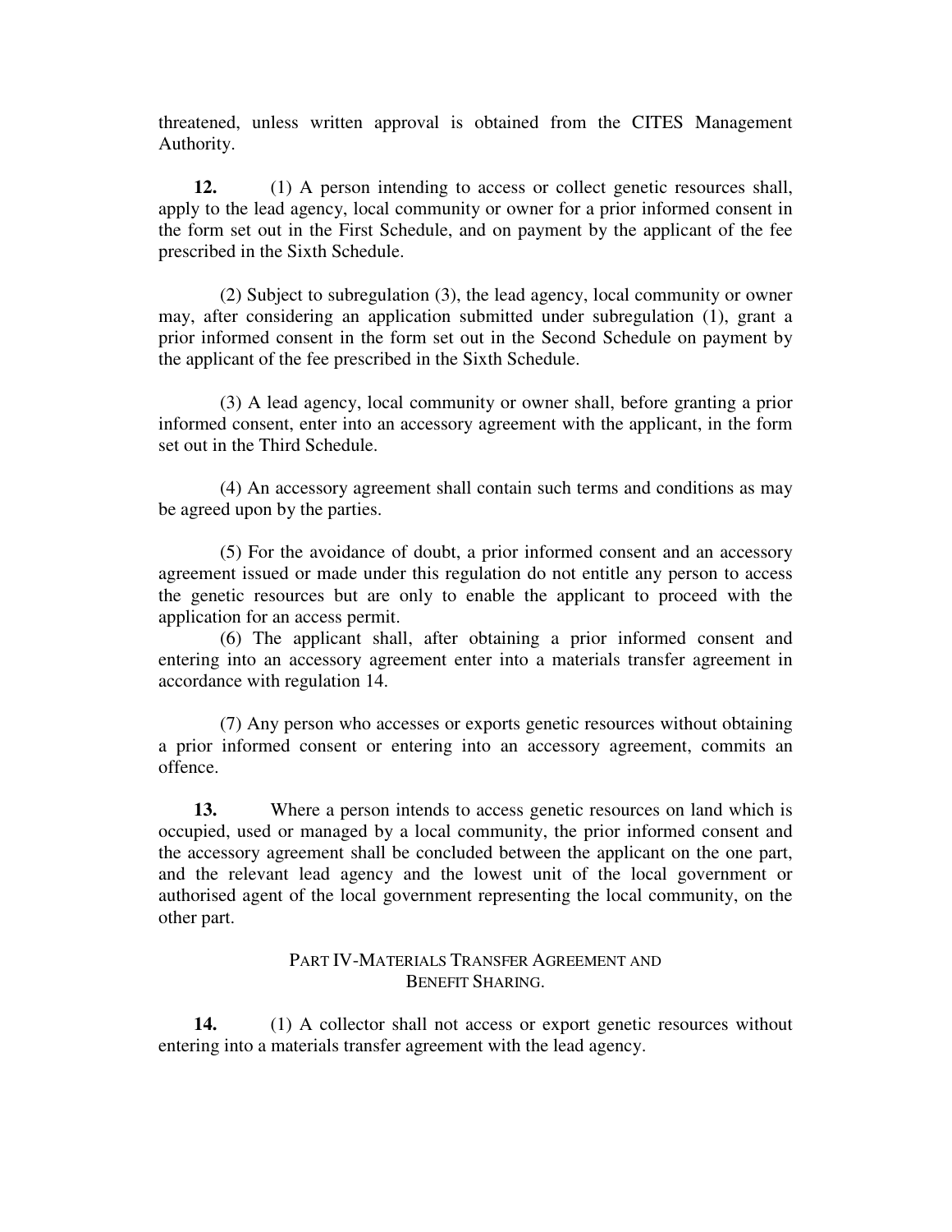threatened, unless written approval is obtained from the CITES Management Authority.

**12.** (1) A person intending to access or collect genetic resources shall, apply to the lead agency, local community or owner for a prior informed consent in the form set out in the First Schedule, and on payment by the applicant of the fee prescribed in the Sixth Schedule.

(2) Subject to subregulation (3), the lead agency, local community or owner may, after considering an application submitted under subregulation (1), grant a prior informed consent in the form set out in the Second Schedule on payment by the applicant of the fee prescribed in the Sixth Schedule.

(3) A lead agency, local community or owner shall, before granting a prior informed consent, enter into an accessory agreement with the applicant, in the form set out in the Third Schedule.

(4) An accessory agreement shall contain such terms and conditions as may be agreed upon by the parties.

(5) For the avoidance of doubt, a prior informed consent and an accessory agreement issued or made under this regulation do not entitle any person to access the genetic resources but are only to enable the applicant to proceed with the application for an access permit.

(6) The applicant shall, after obtaining a prior informed consent and entering into an accessory agreement enter into a materials transfer agreement in accordance with regulation 14.

(7) Any person who accesses or exports genetic resources without obtaining a prior informed consent or entering into an accessory agreement, commits an offence.

**13.** Where a person intends to access genetic resources on land which is occupied, used or managed by a local community, the prior informed consent and the accessory agreement shall be concluded between the applicant on the one part, and the relevant lead agency and the lowest unit of the local government or authorised agent of the local government representing the local community, on the other part.

## PART IV-MATERIALS TRANSFER AGREEMENT AND BENEFIT SHARING.

**14.** (1) A collector shall not access or export genetic resources without entering into a materials transfer agreement with the lead agency.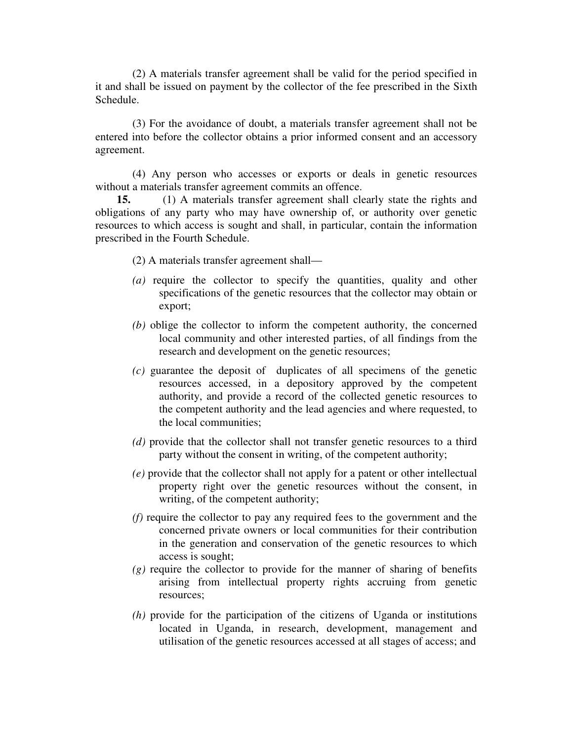(2) A materials transfer agreement shall be valid for the period specified in it and shall be issued on payment by the collector of the fee prescribed in the Sixth Schedule.

(3) For the avoidance of doubt, a materials transfer agreement shall not be entered into before the collector obtains a prior informed consent and an accessory agreement.

(4) Any person who accesses or exports or deals in genetic resources without a materials transfer agreement commits an offence.

**15.** (1) A materials transfer agreement shall clearly state the rights and obligations of any party who may have ownership of, or authority over genetic resources to which access is sought and shall, in particular, contain the information prescribed in the Fourth Schedule.

(2) A materials transfer agreement shall—

*(a)* require the collector to specify the quantities, quality and other specifications of the genetic resources that the collector may obtain or export;

*(b)* oblige the collector to inform the competent authority, the concerned local community and other interested parties, of all findings from the research and development on the genetic resources;

*(c)* guarantee the deposit of duplicates of all specimens of the genetic resources accessed, in a depository approved by the competent authority, and provide a record of the collected genetic resources to the competent authority and the lead agencies and where requested, to the local communities;

*(d)* provide that the collector shall not transfer genetic resources to a third party without the consent in writing, of the competent authority;

*(e)* provide that the collector shall not apply for a patent or other intellectual property right over the genetic resources without the consent, in writing, of the competent authority;

*(f)* require the collector to pay any required fees to the government and the concerned private owners or local communities for their contribution in the generation and conservation of the genetic resources to which access is sought;

*(g)* require the collector to provide for the manner of sharing of benefits arising from intellectual property rights accruing from genetic resources;

*(h)* provide for the participation of the citizens of Uganda or institutions located in Uganda, in research, development, management and utilisation of the genetic resources accessed at all stages of access; and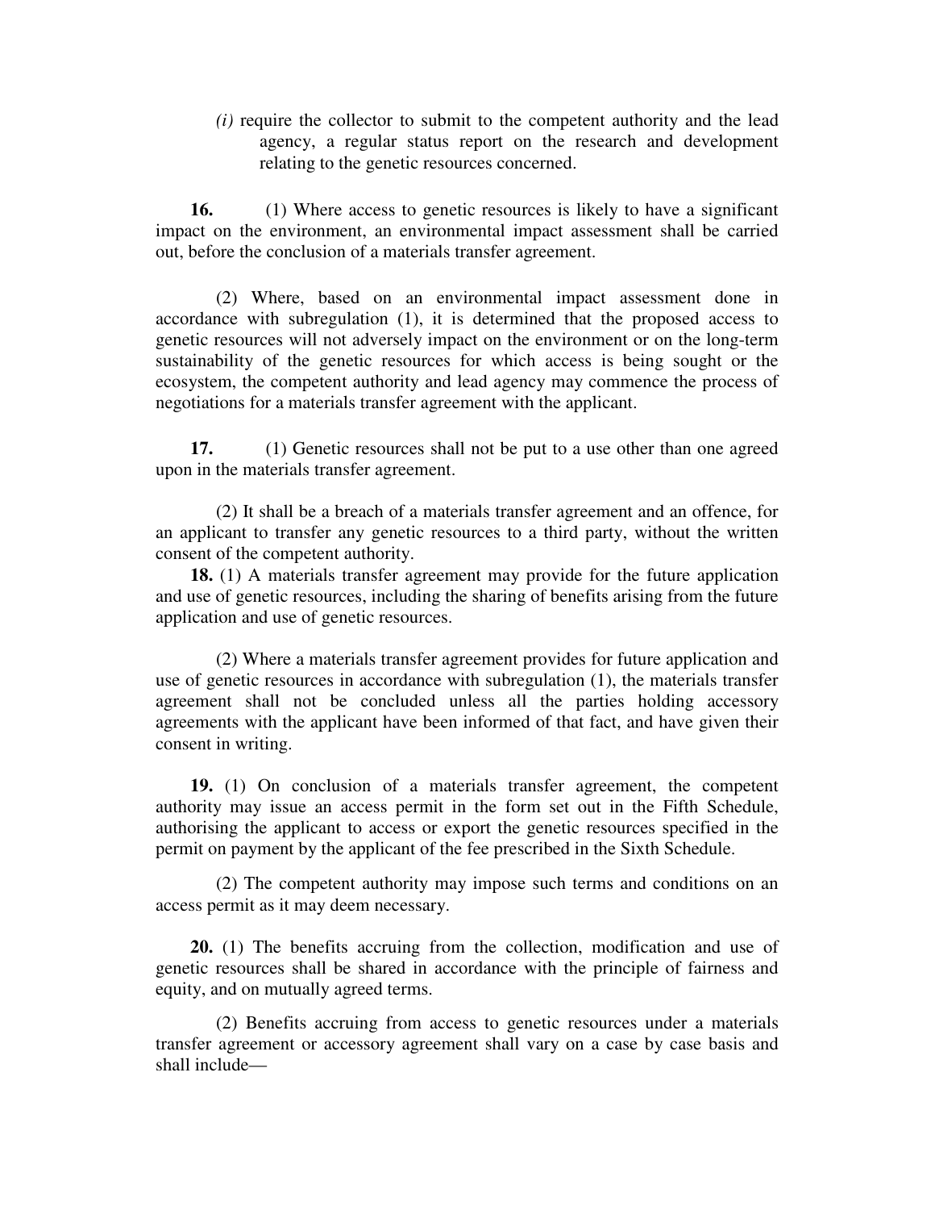*(i)* require the collector to submit to the competent authority and the lead agency, a regular status report on the research and development relating to the genetic resources concerned.

**16.** (1) Where access to genetic resources is likely to have a significant impact on the environment, an environmental impact assessment shall be carried out, before the conclusion of a materials transfer agreement.

(2) Where, based on an environmental impact assessment done in accordance with subregulation (1), it is determined that the proposed access to genetic resources will not adversely impact on the environment or on the long-term sustainability of the genetic resources for which access is being sought or the ecosystem, the competent authority and lead agency may commence the process of negotiations for a materials transfer agreement with the applicant.

**17.** (1) Genetic resources shall not be put to a use other than one agreed upon in the materials transfer agreement.

(2) It shall be a breach of a materials transfer agreement and an offence, for an applicant to transfer any genetic resources to a third party, without the written consent of the competent authority.

**18.** (1) A materials transfer agreement may provide for the future application and use of genetic resources, including the sharing of benefits arising from the future application and use of genetic resources.

(2) Where a materials transfer agreement provides for future application and use of genetic resources in accordance with subregulation (1), the materials transfer agreement shall not be concluded unless all the parties holding accessory agreements with the applicant have been informed of that fact, and have given their consent in writing.

**19.** (1) On conclusion of a materials transfer agreement, the competent authority may issue an access permit in the form set out in the Fifth Schedule, authorising the applicant to access or export the genetic resources specified in the permit on payment by the applicant of the fee prescribed in the Sixth Schedule.

(2) The competent authority may impose such terms and conditions on an access permit as it may deem necessary.

**20.** (1) The benefits accruing from the collection, modification and use of genetic resources shall be shared in accordance with the principle of fairness and equity, and on mutually agreed terms.

(2) Benefits accruing from access to genetic resources under a materials transfer agreement or accessory agreement shall vary on a case by case basis and shall include—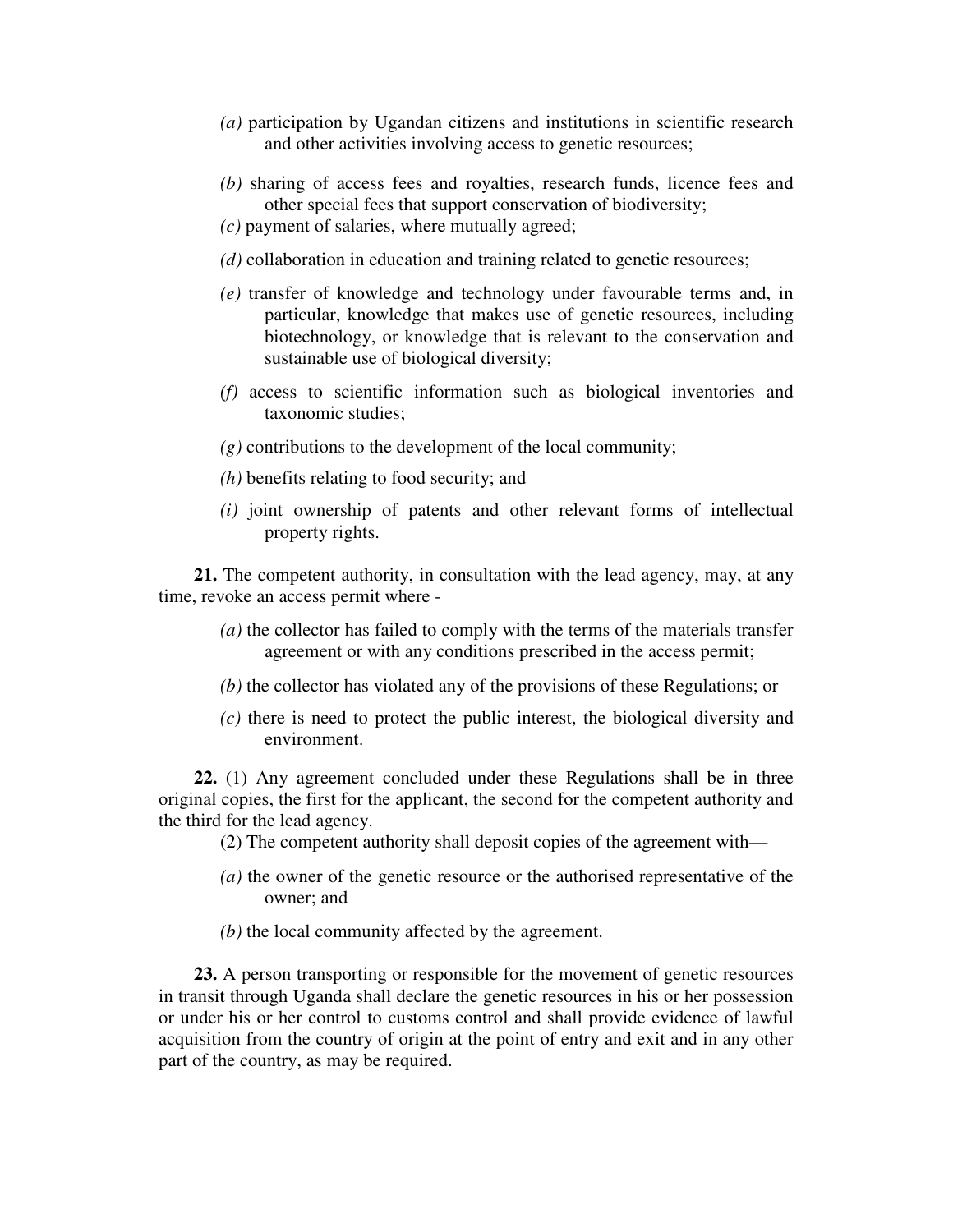*(a)* participation by Ugandan citizens and institutions in scientific research and other activities involving access to genetic resources;

*(b)* sharing of access fees and royalties, research funds, licence fees and other special fees that support conservation of biodiversity;

*(c)* payment of salaries, where mutually agreed;

*(d)* collaboration in education and training related to genetic resources;

*(e)* transfer of knowledge and technology under favourable terms and, in particular, knowledge that makes use of genetic resources, including biotechnology, or knowledge that is relevant to the conservation and sustainable use of biological diversity;

*(f)* access to scientific information such as biological inventories and taxonomic studies;

*(g)* contributions to the development of the local community;

*(h)* benefits relating to food security; and

*(i)* joint ownership of patents and other relevant forms of intellectual property rights.

**21.** The competent authority, in consultation with the lead agency, may, at any time, revoke an access permit where -

*(a)* the collector has failed to comply with the terms of the materials transfer agreement or with any conditions prescribed in the access permit;

*(b)* the collector has violated any of the provisions of these Regulations; or

*(c)* there is need to protect the public interest, the biological diversity and environment.

**22.** (1) Any agreement concluded under these Regulations shall be in three original copies, the first for the applicant, the second for the competent authority and the third for the lead agency.

(2) The competent authority shall deposit copies of the agreement with—

*(a)* the owner of the genetic resource or the authorised representative of the owner; and

*(b)* the local community affected by the agreement.

**23.** A person transporting or responsible for the movement of genetic resources in transit through Uganda shall declare the genetic resources in his or her possession or under his or her control to customs control and shall provide evidence of lawful acquisition from the country of origin at the point of entry and exit and in any other part of the country, as may be required.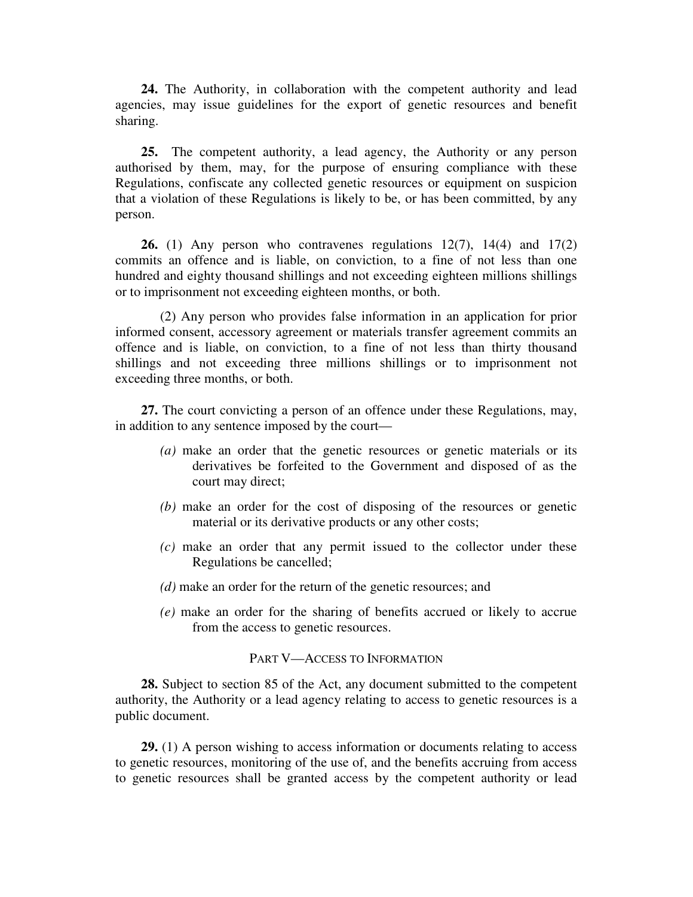**24.** The Authority, in collaboration with the competent authority and lead agencies, may issue guidelines for the export of genetic resources and benefit sharing.

**25.** The competent authority, a lead agency, the Authority or any person authorised by them, may, for the purpose of ensuring compliance with these Regulations, confiscate any collected genetic resources or equipment on suspicion that a violation of these Regulations is likely to be, or has been committed, by any person.

**26.** (1) Any person who contravenes regulations 12(7), 14(4) and 17(2) commits an offence and is liable, on conviction, to a fine of not less than one hundred and eighty thousand shillings and not exceeding eighteen millions shillings or to imprisonment not exceeding eighteen months, or both.

(2) Any person who provides false information in an application for prior informed consent, accessory agreement or materials transfer agreement commits an offence and is liable, on conviction, to a fine of not less than thirty thousand shillings and not exceeding three millions shillings or to imprisonment not exceeding three months, or both.

**27.** The court convicting a person of an offence under these Regulations, may, in addition to any sentence imposed by the court—

*(a)* make an order that the genetic resources or genetic materials or its derivatives be forfeited to the Government and disposed of as the court may direct;

*(b)* make an order for the cost of disposing of the resources or genetic material or its derivative products or any other costs;

*(c)* make an order that any permit issued to the collector under these Regulations be cancelled;

*(d)* make an order for the return of the genetic resources; and

*(e)* make an order for the sharing of benefits accrued or likely to accrue from the access to genetic resources.

## PART V—ACCESS TO INFORMATION

**28.** Subject to section 85 of the Act, any document submitted to the competent authority, the Authority or a lead agency relating to access to genetic resources is a public document.

**29.** (1) A person wishing to access information or documents relating to access to genetic resources, monitoring of the use of, and the benefits accruing from access to genetic resources shall be granted access by the competent authority or lead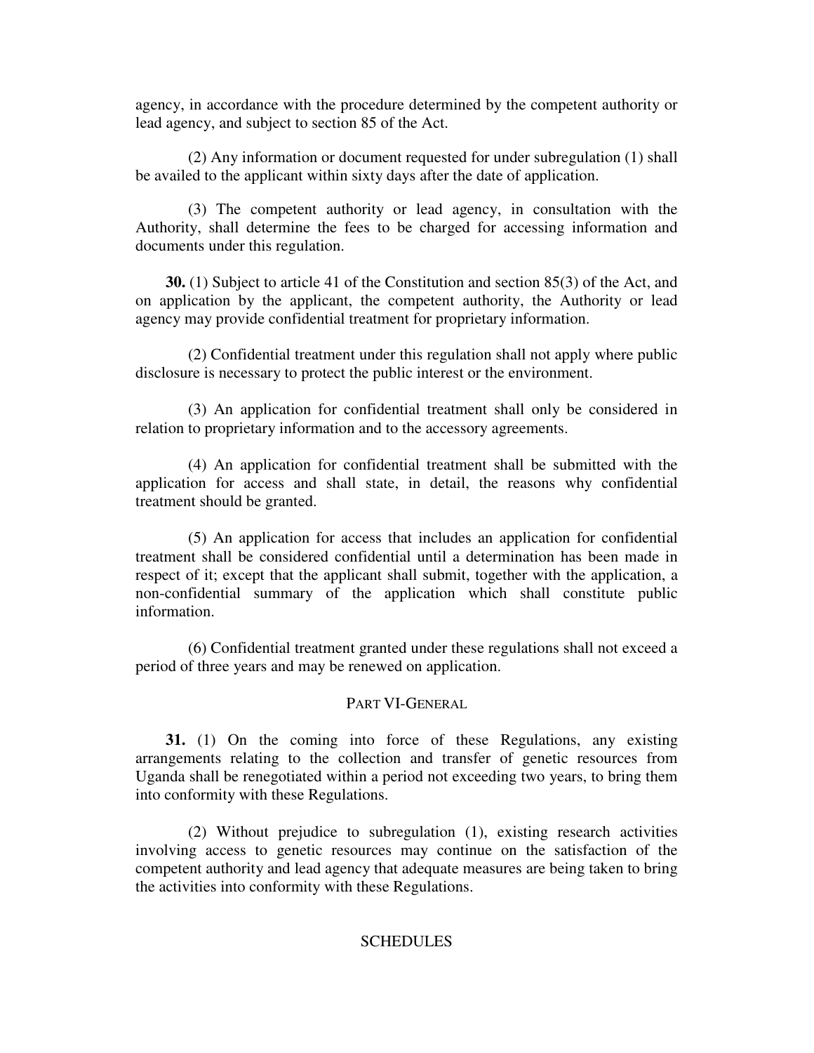agency, in accordance with the procedure determined by the competent authority or lead agency, and subject to section 85 of the Act.

(2) Any information or document requested for under subregulation (1) shall be availed to the applicant within sixty days after the date of application.

(3) The competent authority or lead agency, in consultation with the Authority, shall determine the fees to be charged for accessing information and documents under this regulation.

**30.** (1) Subject to article 41 of the Constitution and section 85(3) of the Act, and on application by the applicant, the competent authority, the Authority or lead agency may provide confidential treatment for proprietary information.

(2) Confidential treatment under this regulation shall not apply where public disclosure is necessary to protect the public interest or the environment.

(3) An application for confidential treatment shall only be considered in relation to proprietary information and to the accessory agreements.

(4) An application for confidential treatment shall be submitted with the application for access and shall state, in detail, the reasons why confidential treatment should be granted.

(5) An application for access that includes an application for confidential treatment shall be considered confidential until a determination has been made in respect of it; except that the applicant shall submit, together with the application, a non-confidential summary of the application which shall constitute public information.

(6) Confidential treatment granted under these regulations shall not exceed a period of three years and may be renewed on application.

## PART VI-GENERAL

**31.** (1) On the coming into force of these Regulations, any existing arrangements relating to the collection and transfer of genetic resources from Uganda shall be renegotiated within a period not exceeding two years, to bring them into conformity with these Regulations.

(2) Without prejudice to subregulation (1), existing research activities involving access to genetic resources may continue on the satisfaction of the competent authority and lead agency that adequate measures are being taken to bring the activities into conformity with these Regulations.

## SCHEDULES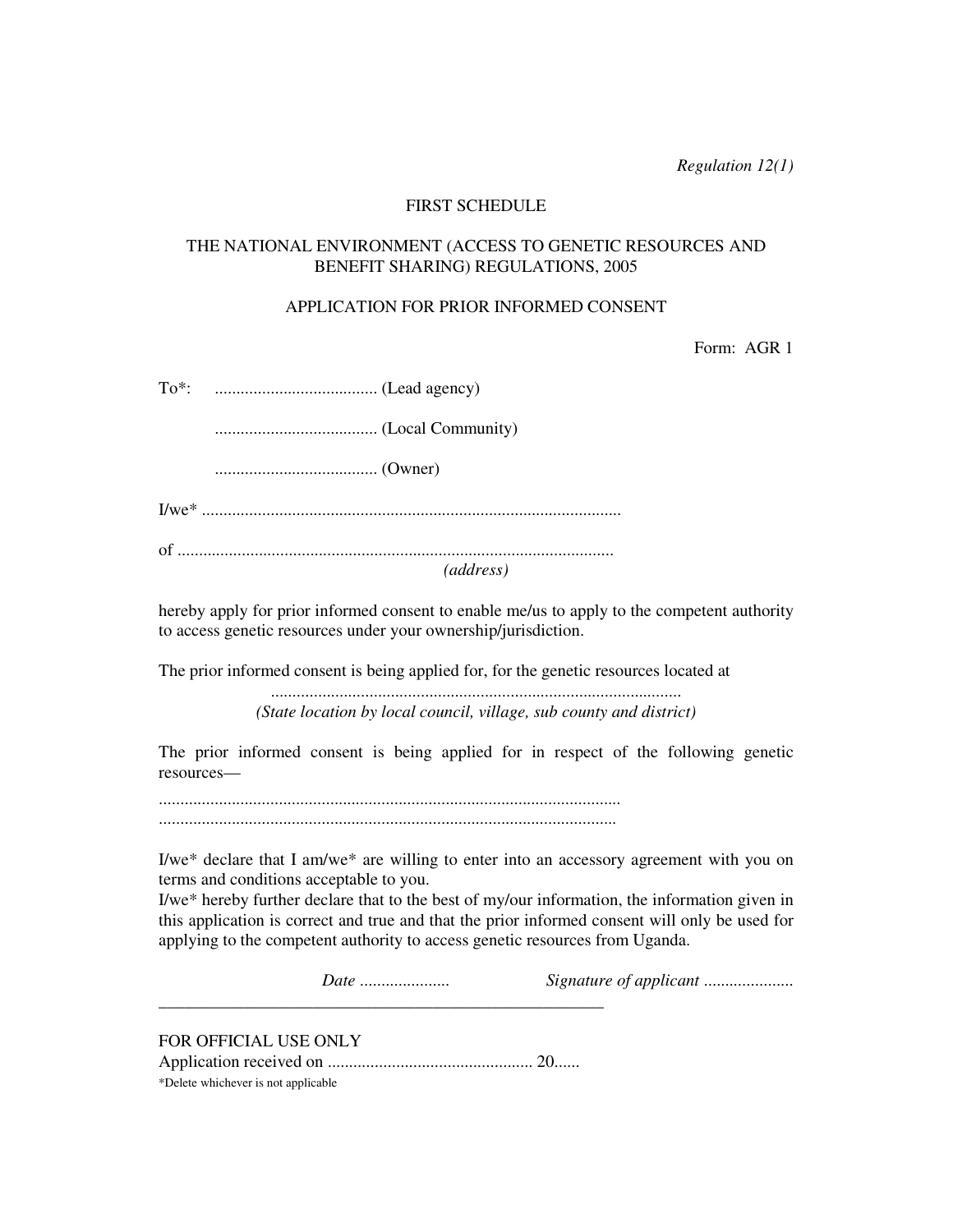*Regulation 12(1)*

FIRST SCHEDULE

THE NATIONAL ENVIRONMENT (ACCESS TO GENETIC RESOURCES AND BENEFIT SHARING) REGULATIONS, 2005

APPLICATION FOR PRIOR INFORMED CONSENT

Form: AGR 1

To*: ...................................... (Lead agency)

...................................... (Local Community)

...................................... (Owner)

I/we* .................................................................................................

of .....................................................................................................

*(address)*

hereby apply for prior informed consent to enable me/us to apply to the competent authority to access genetic resources under your ownership/jurisdiction.

The prior informed consent is being applied for, for the genetic resources located at

...............................................................................................

*(State location by local council, village, sub county and district)*

The prior informed consent is being applied for in respect of the following genetic resources—

...........................................................................................................

...........................................................................................................

I/we* declare that I am/we* are willing to enter into an accessory agreement with you on terms and conditions acceptable to you.

I/we* hereby further declare that to the best of my/our information, the information given in this application is correct and true and that the prior informed consent will only be used for applying to the competent authority to access genetic resources from Uganda.

*Date* ..................... *Signature of applicant* .....................

---

FOR OFFICIAL USE ONLY

Application received on ................................................ 20......

*Delete whichever is not applicable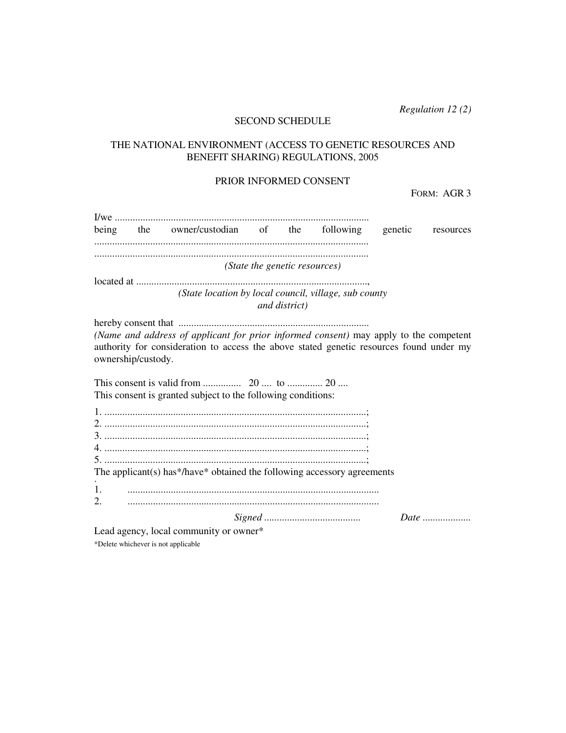*Regulation 12 (2)*

SECOND SCHEDULE

THE NATIONAL ENVIRONMENT (ACCESS TO GENETIC RESOURCES AND BENEFIT SHARING) REGULATIONS, 2005

PRIOR INFORMED CONSENT

FORM: AGR 3

I/we ....................................................................................................
being the owner/custodian of the following genetic resources ..........................................................................................................
..........................................................................................................

*(State the genetic resources)*

located at ..........................................................................................,

*(State location by local council, village, sub county and district)*

hereby consent that ..........................................................................
*(Name and address of applicant for prior informed consent)* may apply to the competent authority for consideration to access the above stated genetic resources found under my ownership/custody.

This consent is valid from ............... 20 .... to .............. 20 ....
This consent is granted subject to the following conditions:

1. ......................................................................................................;
2. ......................................................................................................;
3. ......................................................................................................;
4. ......................................................................................................;
5. ......................................................................................................;

The applicant(s) has*/have* obtained the following accessory agreements
.
1. ..................................................................................................
2. ..................................................................................................

*Signed* ...................................... *Date* ...................

Lead agency, local community or owner*

*Delete whichever is not applicable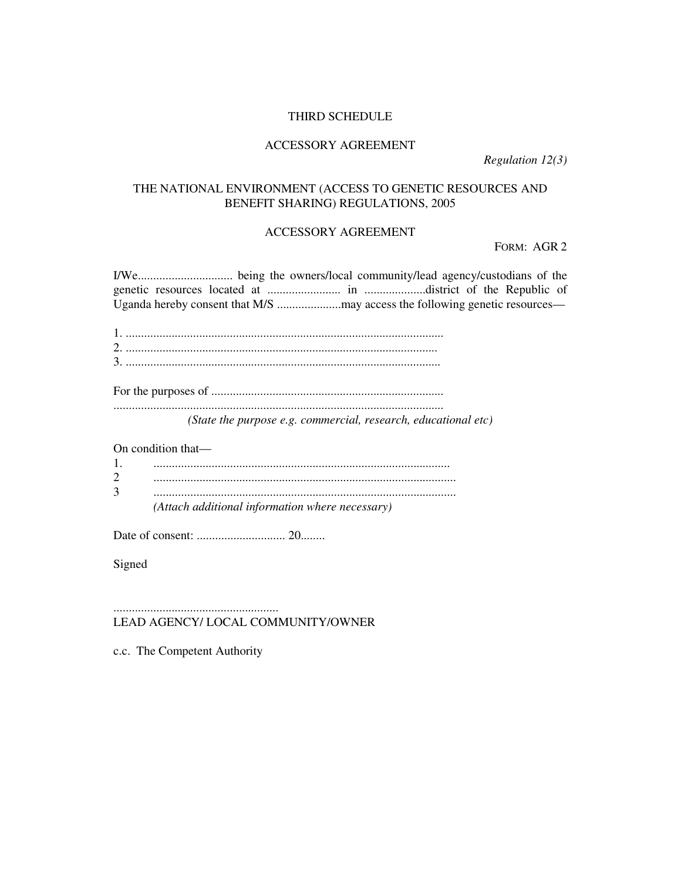THIRD SCHEDULE

ACCESSORY AGREEMENT

*Regulation 12(3)*

THE NATIONAL ENVIRONMENT (ACCESS TO GENETIC RESOURCES AND BENEFIT SHARING) REGULATIONS, 2005

ACCESSORY AGREEMENT

FORM: AGR 2

I/We............................... being the owners/local community/lead agency/custodians of the genetic resources located at ........................ in ....................district of the Republic of Uganda hereby consent that M/S .....................may access the following genetic resources—

1. .......................................................................................................
2. .....................................................................................................
3. ......................................................................................................

For the purposes of ............................................................................
...........................................................................................................

*(State the purpose e.g. commercial, research, educational etc)*

On condition that—

1. .................................................................................................
2 ..................................................................................................
3 ..................................................................................................

*(Attach additional information where necessary)*

Date of consent: ............................ 20........

Signed

......................................................
LEAD AGENCY/ LOCAL COMMUNITY/OWNER

c.c. The Competent Authority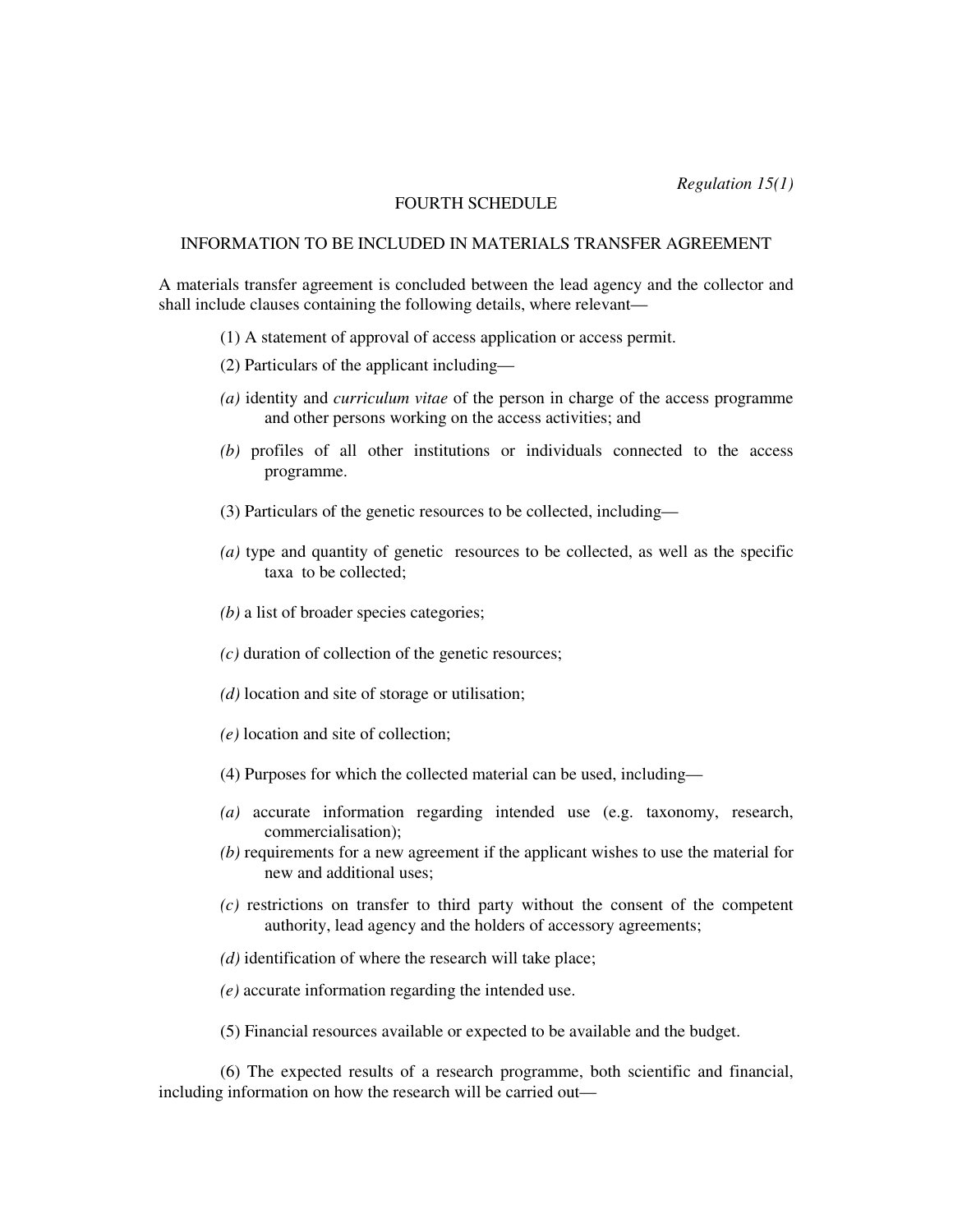*Regulation 15(1)*

# FOURTH SCHEDULE

## INFORMATION TO BE INCLUDED IN MATERIALS TRANSFER AGREEMENT

A materials transfer agreement is concluded between the lead agency and the collector and shall include clauses containing the following details, where relevant—

(1) A statement of approval of access application or access permit.

(2) Particulars of the applicant including—

*(a)* identity and *curriculum vitae* of the person in charge of the access programme and other persons working on the access activities; and

*(b)* profiles of all other institutions or individuals connected to the access programme.

(3) Particulars of the genetic resources to be collected, including—

*(a)* type and quantity of genetic resources to be collected, as well as the specific taxa to be collected;

*(b)* a list of broader species categories;

*(c)* duration of collection of the genetic resources;

*(d)* location and site of storage or utilisation;

*(e)* location and site of collection;

(4) Purposes for which the collected material can be used, including—

*(a)* accurate information regarding intended use (e.g. taxonomy, research, commercialisation);

*(b)* requirements for a new agreement if the applicant wishes to use the material for new and additional uses;

*(c)* restrictions on transfer to third party without the consent of the competent authority, lead agency and the holders of accessory agreements;

*(d)* identification of where the research will take place;

*(e)* accurate information regarding the intended use.

(5) Financial resources available or expected to be available and the budget.

(6) The expected results of a research programme, both scientific and financial, including information on how the research will be carried out—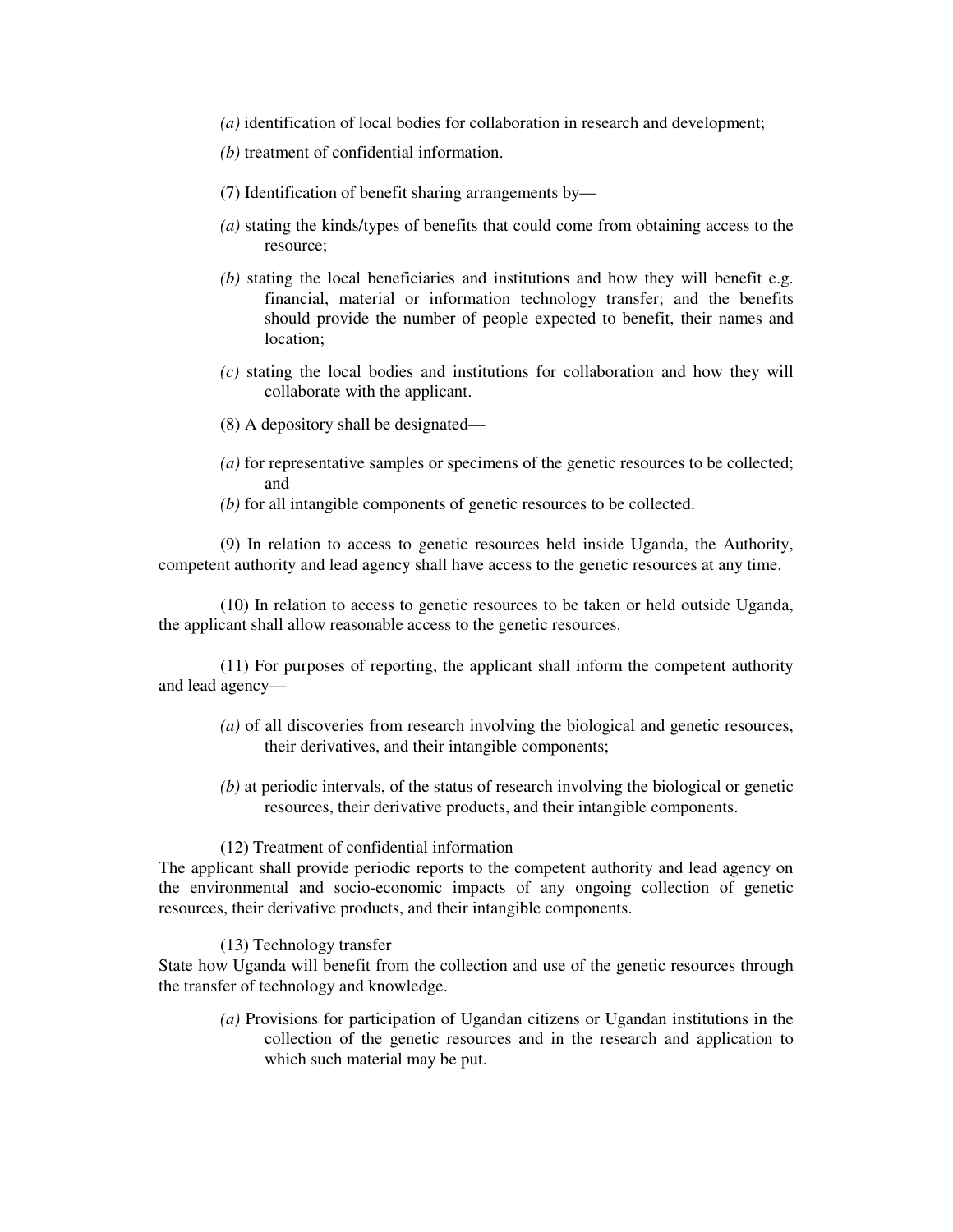*(a)* identification of local bodies for collaboration in research and development;

*(b)* treatment of confidential information.

(7) Identification of benefit sharing arrangements by—

*(a)* stating the kinds/types of benefits that could come from obtaining access to the resource;

*(b)* stating the local beneficiaries and institutions and how they will benefit e.g. financial, material or information technology transfer; and the benefits should provide the number of people expected to benefit, their names and location;

*(c)* stating the local bodies and institutions for collaboration and how they will collaborate with the applicant.

(8) A depository shall be designated—

*(a)* for representative samples or specimens of the genetic resources to be collected; and

*(b)* for all intangible components of genetic resources to be collected.

(9) In relation to access to genetic resources held inside Uganda, the Authority, competent authority and lead agency shall have access to the genetic resources at any time.

(10) In relation to access to genetic resources to be taken or held outside Uganda, the applicant shall allow reasonable access to the genetic resources.

(11) For purposes of reporting, the applicant shall inform the competent authority and lead agency—

*(a)* of all discoveries from research involving the biological and genetic resources, their derivatives, and their intangible components;

*(b)* at periodic intervals, of the status of research involving the biological or genetic resources, their derivative products, and their intangible components.

(12) Treatment of confidential information

The applicant shall provide periodic reports to the competent authority and lead agency on the environmental and socio-economic impacts of any ongoing collection of genetic resources, their derivative products, and their intangible components.

(13) Technology transfer

State how Uganda will benefit from the collection and use of the genetic resources through the transfer of technology and knowledge.

*(a)* Provisions for participation of Ugandan citizens or Ugandan institutions in the collection of the genetic resources and in the research and application to which such material may be put.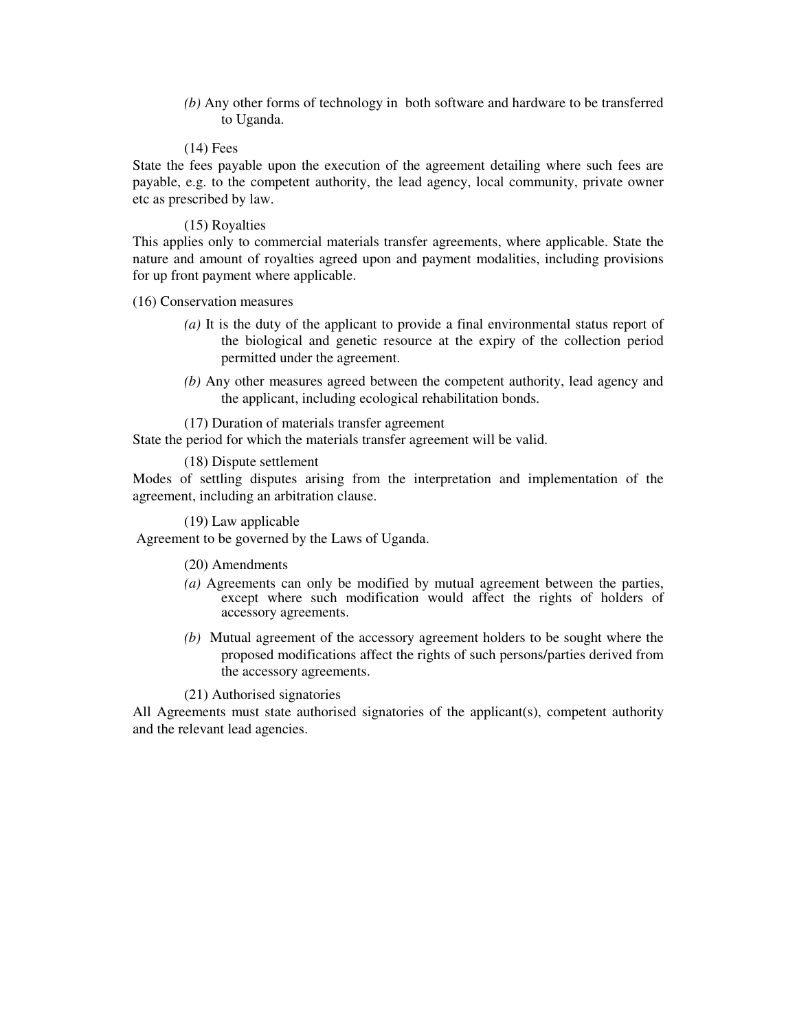*(b)* Any other forms of technology in both software and hardware to be transferred to Uganda.

(14) Fees

State the fees payable upon the execution of the agreement detailing where such fees are payable, e.g. to the competent authority, the lead agency, local community, private owner etc as prescribed by law.

(15) Royalties

This applies only to commercial materials transfer agreements, where applicable. State the nature and amount of royalties agreed upon and payment modalities, including provisions for up front payment where applicable.

(16) Conservation measures

*(a)* It is the duty of the applicant to provide a final environmental status report of the biological and genetic resource at the expiry of the collection period permitted under the agreement.

*(b)* Any other measures agreed between the competent authority, lead agency and the applicant, including ecological rehabilitation bonds.

(17) Duration of materials transfer agreement

State the period for which the materials transfer agreement will be valid.

(18) Dispute settlement

Modes of settling disputes arising from the interpretation and implementation of the agreement, including an arbitration clause.

(19) Law applicable

Agreement to be governed by the Laws of Uganda.

(20) Amendments

*(a)* Agreements can only be modified by mutual agreement between the parties, except where such modification would affect the rights of holders of accessory agreements.

*(b)* Mutual agreement of the accessory agreement holders to be sought where the proposed modifications affect the rights of such persons/parties derived from the accessory agreements.

(21) Authorised signatories

All Agreements must state authorised signatories of the applicant(s), competent authority and the relevant lead agencies.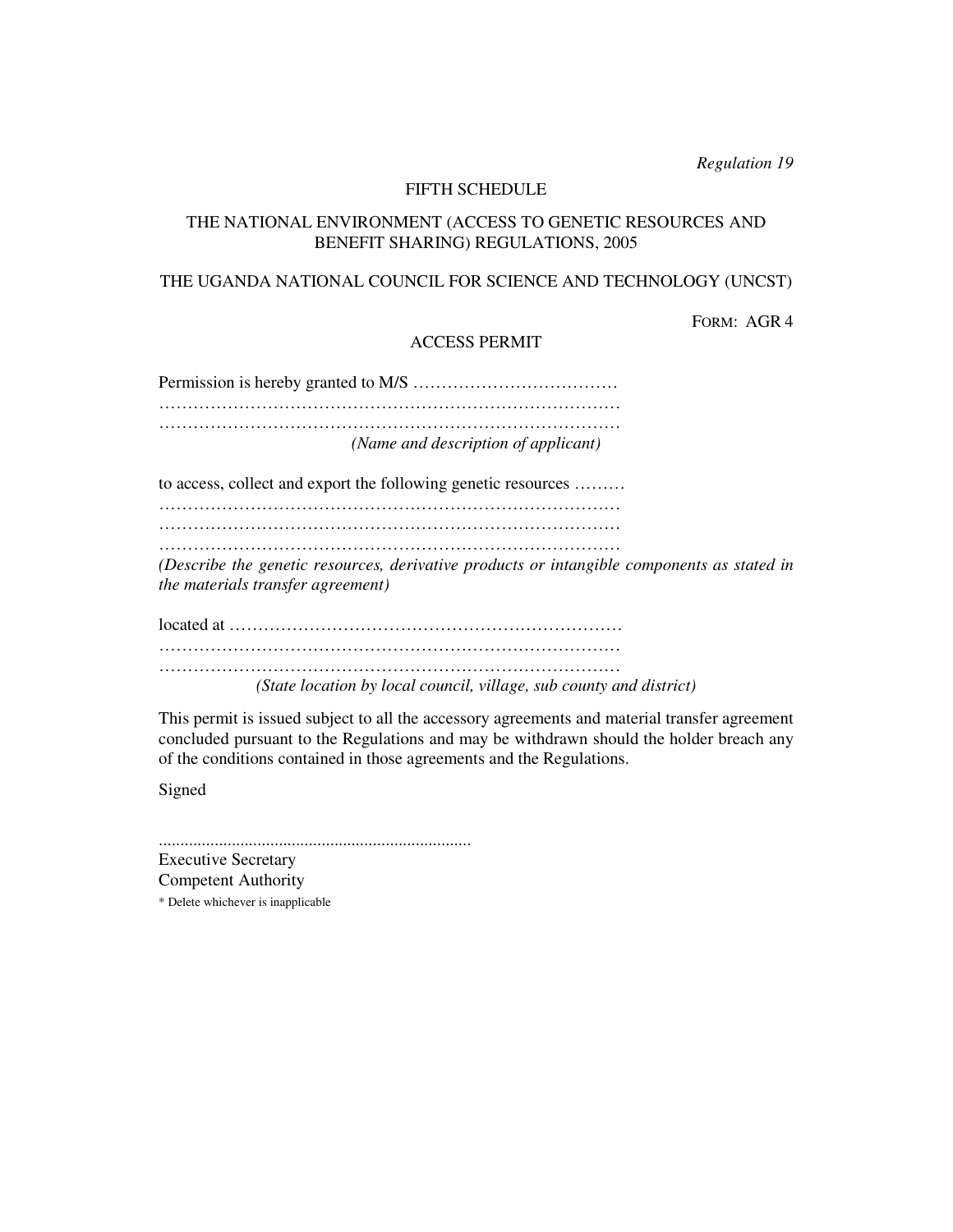*Regulation 19*

FIFTH SCHEDULE

THE NATIONAL ENVIRONMENT (ACCESS TO GENETIC RESOURCES AND BENEFIT SHARING) REGULATIONS, 2005

THE UGANDA NATIONAL COUNCIL FOR SCIENCE AND TECHNOLOGY (UNCST)

FORM: AGR 4

ACCESS PERMIT

Permission is hereby granted to M/S ………………………………
…………………………………………………………………………
…………………………………………………………………………
*(Name and description of applicant)*

to access, collect and export the following genetic resources ………
…………………………………………………………………………
…………………………………………………………………………
…………………………………………………………………………
*(Describe the genetic resources, derivative products or intangible components as stated in the materials transfer agreement)*

located at ……………………………………………………………
…………………………………………………………………………
…………………………………………………………………………
*(State location by local council, village, sub county and district)*

This permit is issued subject to all the accessory agreements and material transfer agreement concluded pursuant to the Regulations and may be withdrawn should the holder breach any of the conditions contained in those agreements and the Regulations.

Signed

.........................................................................
Executive Secretary
Competent Authority

* Delete whichever is inapplicable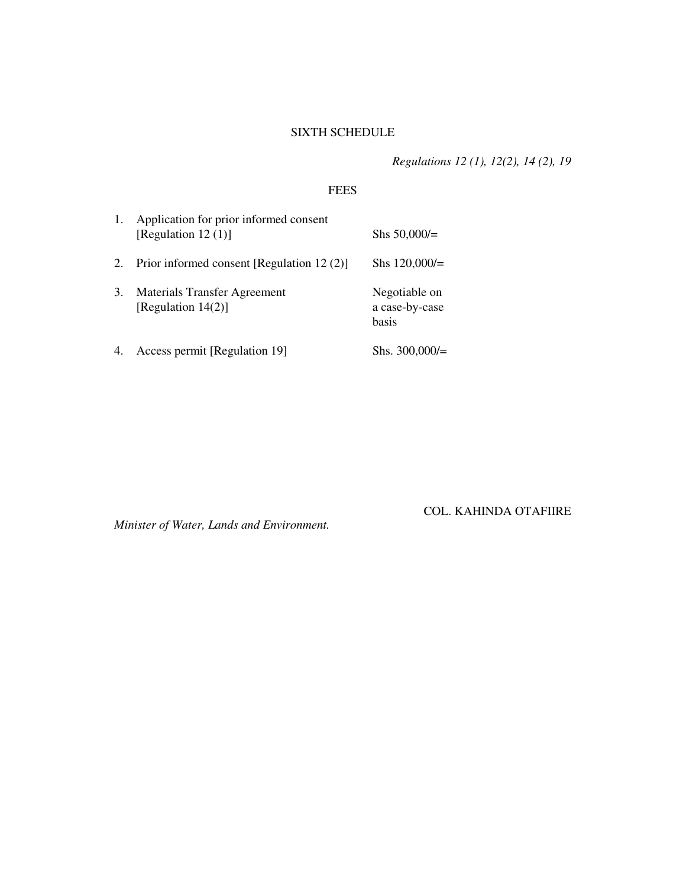# SIXTH SCHEDULE

*Regulations 12 (1), 12(2), 14 (2), 19*

## FEES

| | | |
|---|---|---|
| 1. | Application for prior informed consent [Regulation 12 (1)] | Shs 50,000/= |
| 2. | Prior informed consent [Regulation 12 (2)] | Shs 120,000/= |
| 3. | Materials Transfer Agreement [Regulation 14(2)] | Negotiable on a case-by-case basis |
| 4. | Access permit [Regulation 19] | Shs. 300,000/= |

COL. KAHINDA OTAFIIRE

*Minister of Water, Lands and Environment.*